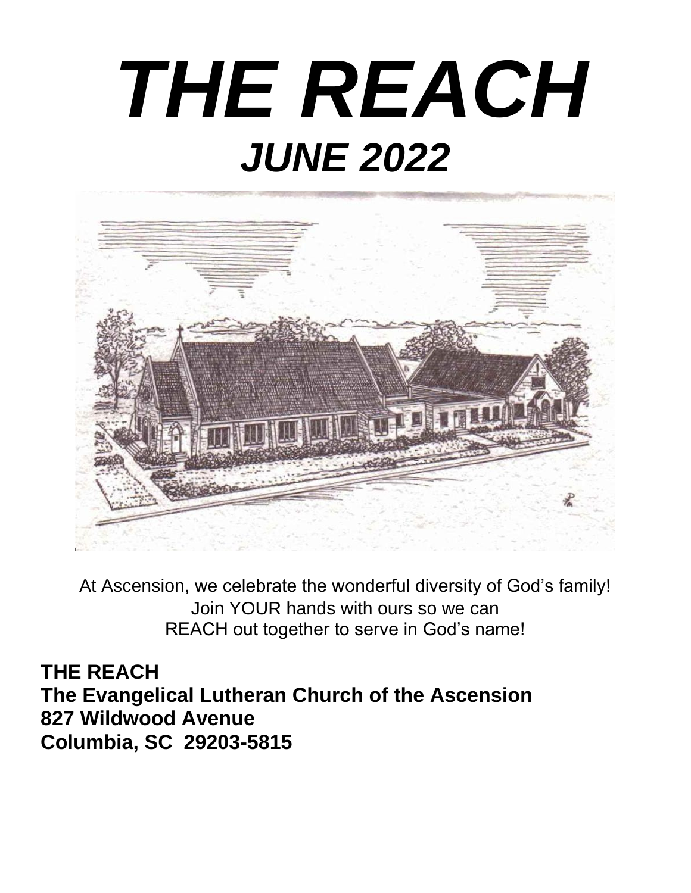# *THE REACH*

## *JUNE 2022*

At Ascension, we celebrate the wonderful diversity of God's family!
Join YOUR hands with ours so we can
REACH out together to serve in God's name!

**THE REACH**
**The Evangelical Lutheran Church of the Ascension**
**827 Wildwood Avenue**
**Columbia, SC 29203-5815**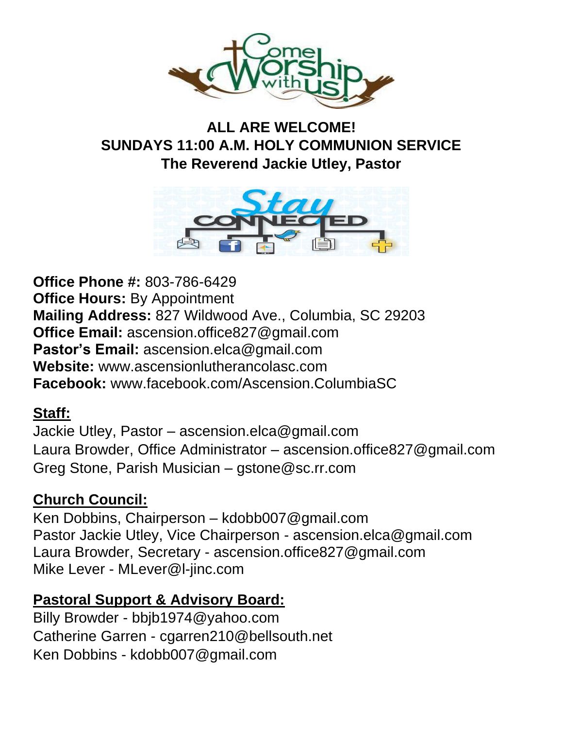**ALL ARE WELCOME!**
**SUNDAYS 11:00 A.M. HOLY COMMUNION SERVICE**
**The Reverend Jackie Utley, Pastor**

**Office Phone #:** 803-786-6429
**Office Hours:** By Appointment
**Mailing Address:** 827 Wildwood Ave., Columbia, SC 29203
**Office Email:** ascension.office827@gmail.com
**Pastor's Email:** ascension.elca@gmail.com
**Website:** www.ascensionlutherancolasc.com
**Facebook:** www.facebook.com/Ascension.ColumbiaSC

## Staff:

Jackie Utley, Pastor – ascension.elca@gmail.com
Laura Browder, Office Administrator – ascension.office827@gmail.com
Greg Stone, Parish Musician – gstone@sc.rr.com

## Church Council:

Ken Dobbins, Chairperson – kdobb007@gmail.com
Pastor Jackie Utley, Vice Chairperson - ascension.elca@gmail.com
Laura Browder, Secretary - ascension.office827@gmail.com
Mike Lever - MLever@l-jinc.com

## Pastoral Support & Advisory Board:

Billy Browder - bbjb1974@yahoo.com
Catherine Garren - cgarren210@bellsouth.net
Ken Dobbins - kdobb007@gmail.com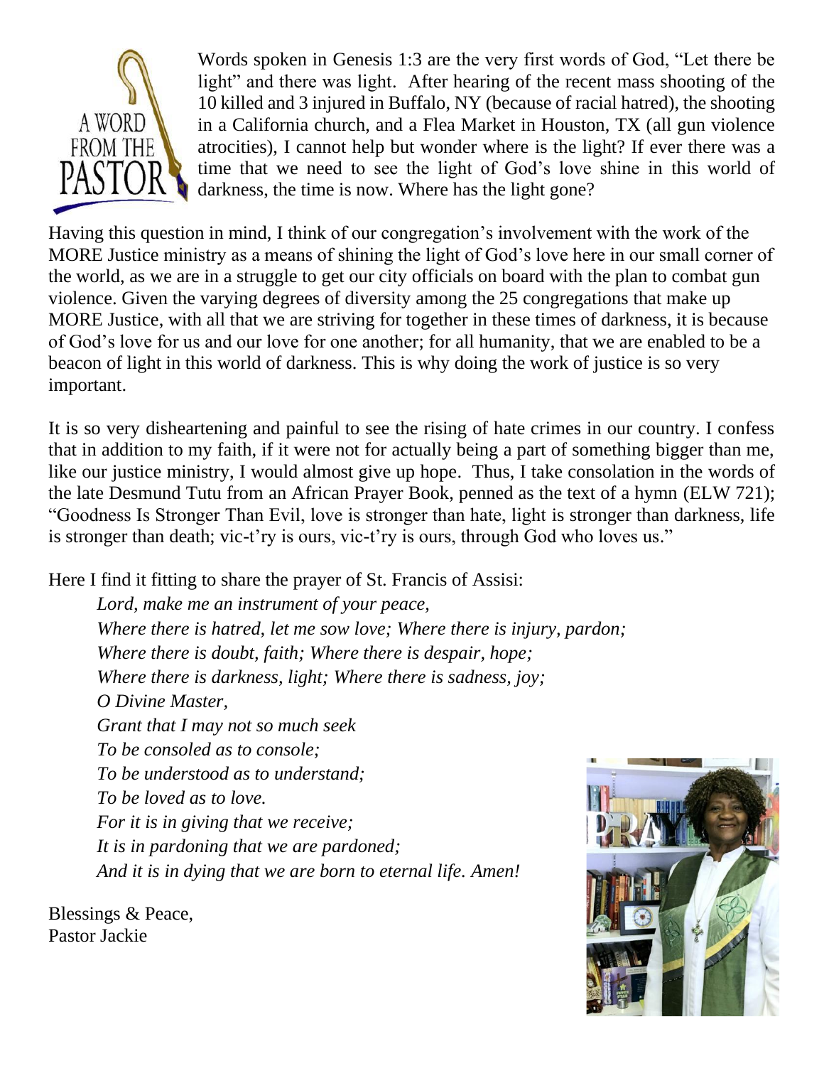# A Word From the Pastor

Words spoken in Genesis 1:3 are the very first words of God, "Let there be light" and there was light. After hearing of the recent mass shooting of the 10 killed and 3 injured in Buffalo, NY (because of racial hatred), the shooting in a California church, and a Flea Market in Houston, TX (all gun violence atrocities), I cannot help but wonder where is the light? If ever there was a time that we need to see the light of God's love shine in this world of darkness, the time is now. Where has the light gone?

Having this question in mind, I think of our congregation's involvement with the work of the MORE Justice ministry as a means of shining the light of God's love here in our small corner of the world, as we are in a struggle to get our city officials on board with the plan to combat gun violence. Given the varying degrees of diversity among the 25 congregations that make up MORE Justice, with all that we are striving for together in these times of darkness, it is because of God's love for us and our love for one another; for all humanity, that we are enabled to be a beacon of light in this world of darkness. This is why doing the work of justice is so very important.

It is so very disheartening and painful to see the rising of hate crimes in our country. I confess that in addition to my faith, if it were not for actually being a part of something bigger than me, like our justice ministry, I would almost give up hope. Thus, I take consolation in the words of the late Desmund Tutu from an African Prayer Book, penned as the text of a hymn (ELW 721); "Goodness Is Stronger Than Evil, love is stronger than hate, light is stronger than darkness, life is stronger than death; vic-t'ry is ours, vic-t'ry is ours, through God who loves us."

Here I find it fitting to share the prayer of St. Francis of Assisi:

*Lord, make me an instrument of your peace,*
*Where there is hatred, let me sow love; Where there is injury, pardon;*
*Where there is doubt, faith; Where there is despair, hope;*
*Where there is darkness, light; Where there is sadness, joy;*
*O Divine Master,*
*Grant that I may not so much seek*
*To be consoled as to console;*
*To be understood as to understand;*
*To be loved as to love.*
*For it is in giving that we receive;*
*It is in pardoning that we are pardoned;*
*And it is in dying that we are born to eternal life. Amen!*

Blessings & Peace,
Pastor Jackie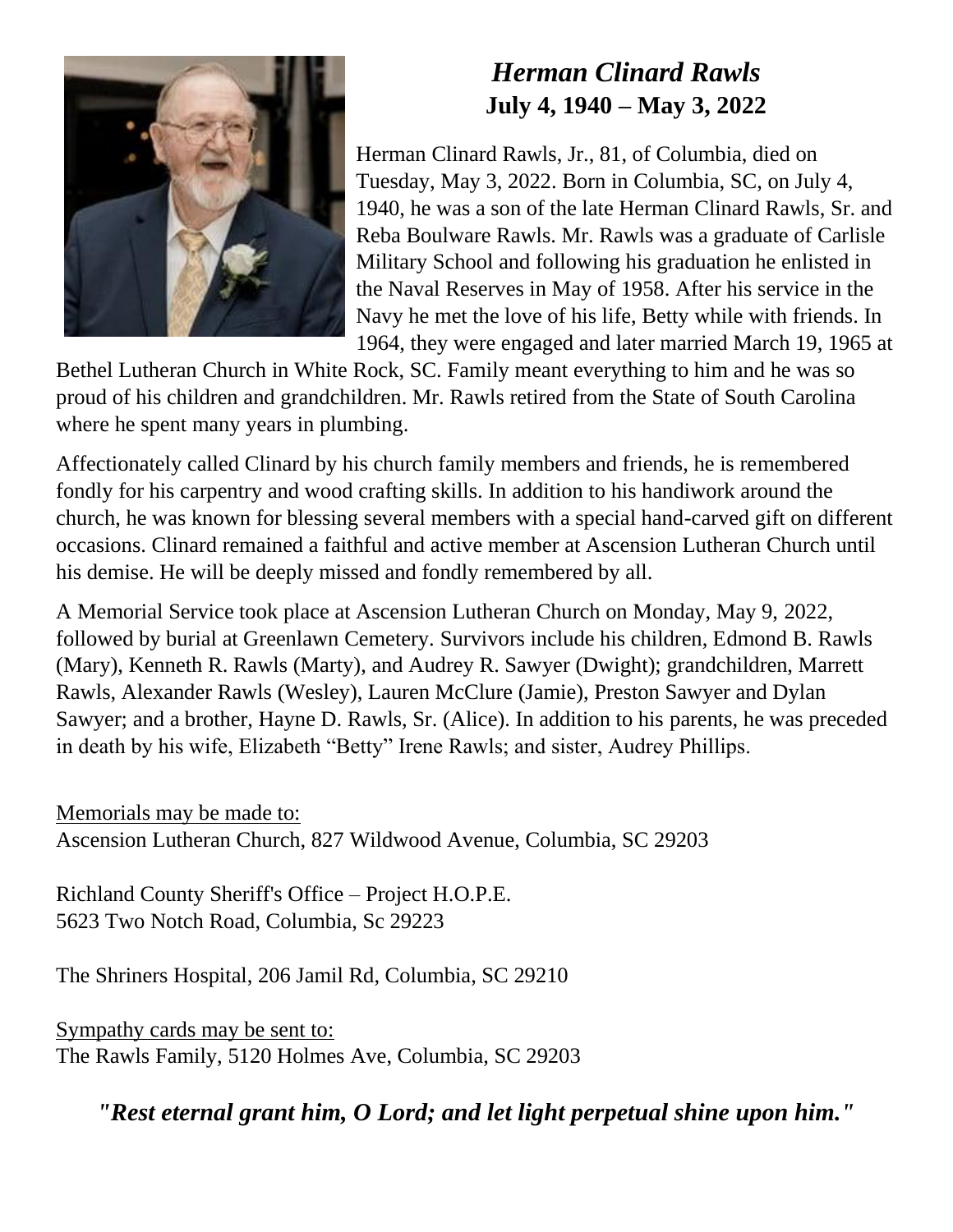# *Herman Clinard Rawls*

**July 4, 1940 – May 3, 2022**

Herman Clinard Rawls, Jr., 81, of Columbia, died on Tuesday, May 3, 2022. Born in Columbia, SC, on July 4, 1940, he was a son of the late Herman Clinard Rawls, Sr. and Reba Boulware Rawls. Mr. Rawls was a graduate of Carlisle Military School and following his graduation he enlisted in the Naval Reserves in May of 1958. After his service in the Navy he met the love of his life, Betty while with friends. In 1964, they were engaged and later married March 19, 1965 at Bethel Lutheran Church in White Rock, SC. Family meant everything to him and he was so proud of his children and grandchildren. Mr. Rawls retired from the State of South Carolina where he spent many years in plumbing.

Affectionately called Clinard by his church family members and friends, he is remembered fondly for his carpentry and wood crafting skills. In addition to his handiwork around the church, he was known for blessing several members with a special hand-carved gift on different occasions. Clinard remained a faithful and active member at Ascension Lutheran Church until his demise. He will be deeply missed and fondly remembered by all.

A Memorial Service took place at Ascension Lutheran Church on Monday, May 9, 2022, followed by burial at Greenlawn Cemetery. Survivors include his children, Edmond B. Rawls (Mary), Kenneth R. Rawls (Marty), and Audrey R. Sawyer (Dwight); grandchildren, Marrett Rawls, Alexander Rawls (Wesley), Lauren McClure (Jamie), Preston Sawyer and Dylan Sawyer; and a brother, Hayne D. Rawls, Sr. (Alice). In addition to his parents, he was preceded in death by his wife, Elizabeth "Betty" Irene Rawls; and sister, Audrey Phillips.

<u>Memorials may be made to:</u>
Ascension Lutheran Church, 827 Wildwood Avenue, Columbia, SC 29203

Richland County Sheriff's Office – Project H.O.P.E.
5623 Two Notch Road, Columbia, Sc 29223

The Shriners Hospital, 206 Jamil Rd, Columbia, SC 29210

<u>Sympathy cards may be sent to:</u>
The Rawls Family, 5120 Holmes Ave, Columbia, SC 29203

***"Rest eternal grant him, O Lord; and let light perpetual shine upon him."***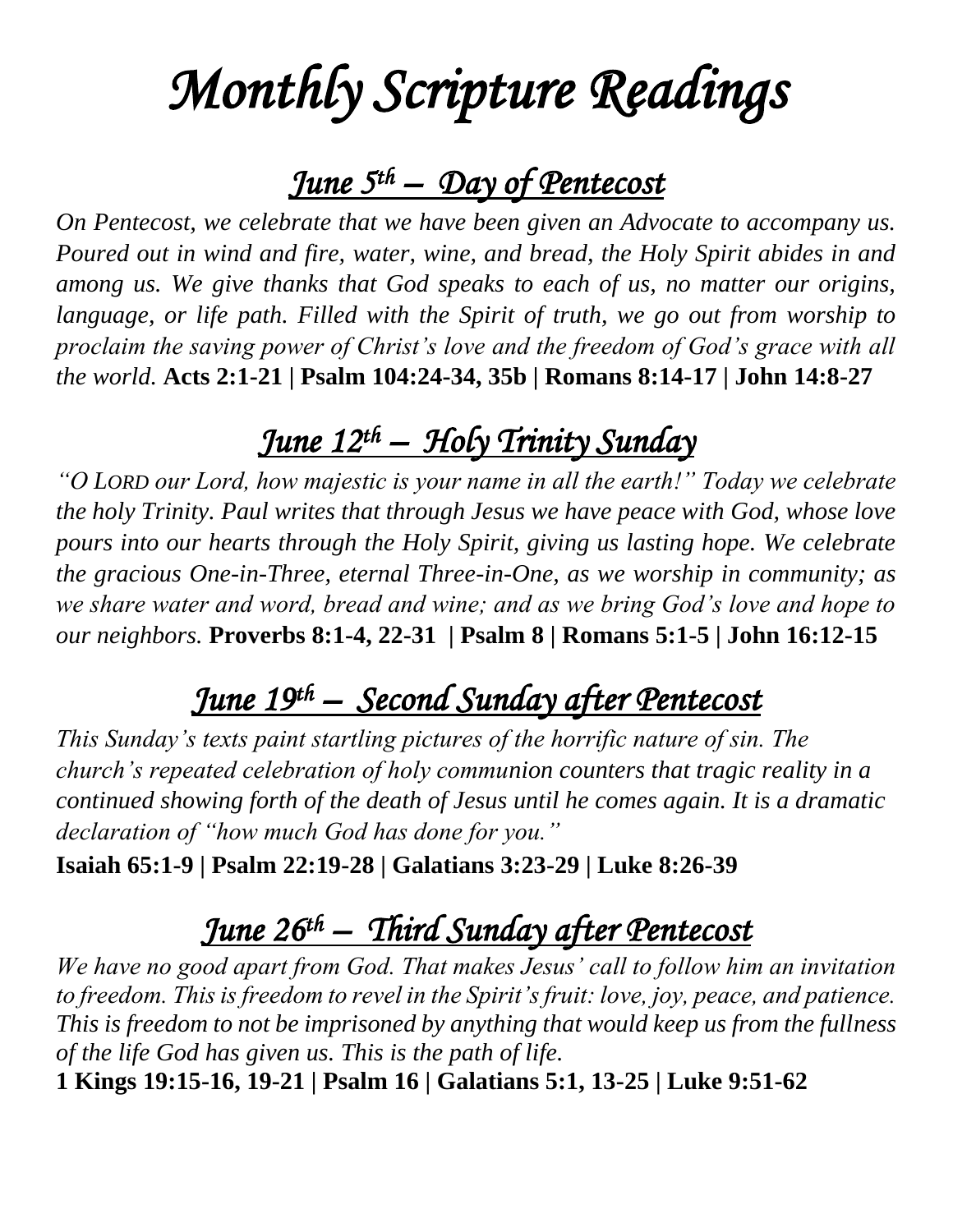# *Monthly Scripture Readings*

## *June 5th – Day of Pentecost*

*On Pentecost, we celebrate that we have been given an Advocate to accompany us. Poured out in wind and fire, water, wine, and bread, the Holy Spirit abides in and among us. We give thanks that God speaks to each of us, no matter our origins, language, or life path. Filled with the Spirit of truth, we go out from worship to proclaim the saving power of Christ's love and the freedom of God's grace with all the world.* **Acts 2:1-21 | Psalm 104:24-34, 35b | Romans 8:14-17 | John 14:8-27**

## *June 12th – Holy Trinity Sunday*

*"O LORD our Lord, how majestic is your name in all the earth!" Today we celebrate the holy Trinity. Paul writes that through Jesus we have peace with God, whose love pours into our hearts through the Holy Spirit, giving us lasting hope. We celebrate the gracious One-in-Three, eternal Three-in-One, as we worship in community; as we share water and word, bread and wine; and as we bring God's love and hope to our neighbors.* **Proverbs 8:1-4, 22-31 | Psalm 8 | Romans 5:1-5 | John 16:12-15**

## *June 19th – Second Sunday after Pentecost*

*This Sunday's texts paint startling pictures of the horrific nature of sin. The church's repeated celebration of holy communion counters that tragic reality in a continued showing forth of the death of Jesus until he comes again. It is a dramatic declaration of "how much God has done for you."*

**Isaiah 65:1-9 | Psalm 22:19-28 | Galatians 3:23-29 | Luke 8:26-39**

## *June 26th – Third Sunday after Pentecost*

*We have no good apart from God. That makes Jesus' call to follow him an invitation to freedom. This is freedom to revel in the Spirit's fruit: love, joy, peace, and patience. This is freedom to not be imprisoned by anything that would keep us from the fullness of the life God has given us. This is the path of life.*

**1 Kings 19:15-16, 19-21 | Psalm 16 | Galatians 5:1, 13-25 | Luke 9:51-62**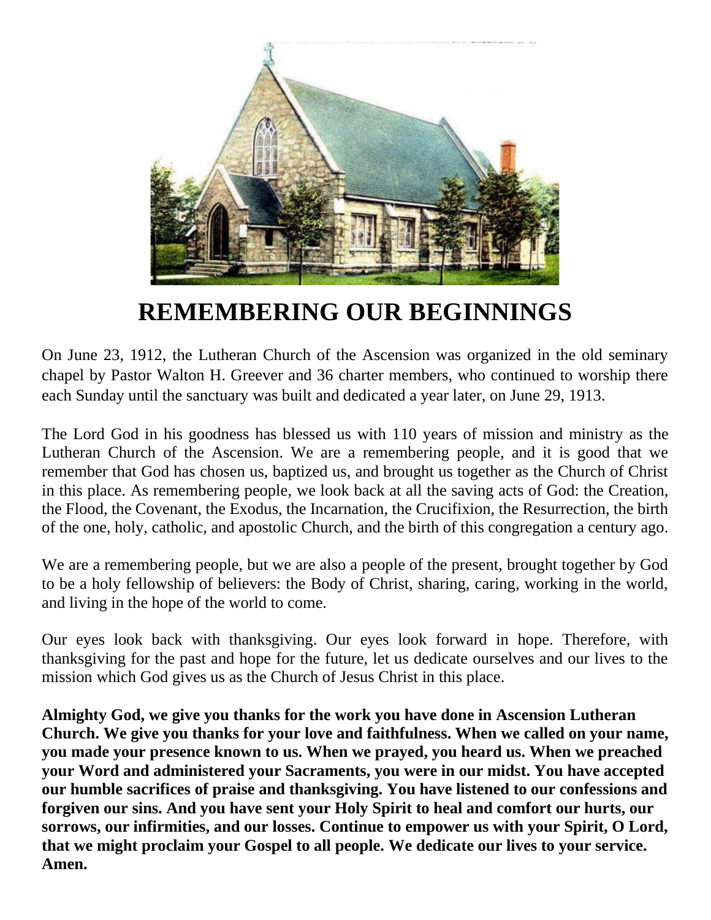# REMEMBERING OUR BEGINNINGS

On June 23, 1912, the Lutheran Church of the Ascension was organized in the old seminary chapel by Pastor Walton H. Greever and 36 charter members, who continued to worship there each Sunday until the sanctuary was built and dedicated a year later, on June 29, 1913.

The Lord God in his goodness has blessed us with 110 years of mission and ministry as the Lutheran Church of the Ascension. We are a remembering people, and it is good that we remember that God has chosen us, baptized us, and brought us together as the Church of Christ in this place. As remembering people, we look back at all the saving acts of God: the Creation, the Flood, the Covenant, the Exodus, the Incarnation, the Crucifixion, the Resurrection, the birth of the one, holy, catholic, and apostolic Church, and the birth of this congregation a century ago.

We are a remembering people, but we are also a people of the present, brought together by God to be a holy fellowship of believers: the Body of Christ, sharing, caring, working in the world, and living in the hope of the world to come.

Our eyes look back with thanksgiving. Our eyes look forward in hope. Therefore, with thanksgiving for the past and hope for the future, let us dedicate ourselves and our lives to the mission which God gives us as the Church of Jesus Christ in this place.

**Almighty God, we give you thanks for the work you have done in Ascension Lutheran Church. We give you thanks for your love and faithfulness. When we called on your name, you made your presence known to us. When we prayed, you heard us. When we preached your Word and administered your Sacraments, you were in our midst. You have accepted our humble sacrifices of praise and thanksgiving. You have listened to our confessions and forgiven our sins. And you have sent your Holy Spirit to heal and comfort our hurts, our sorrows, our infirmities, and our losses. Continue to empower us with your Spirit, O Lord, that we might proclaim your Gospel to all people. We dedicate our lives to your service. Amen.**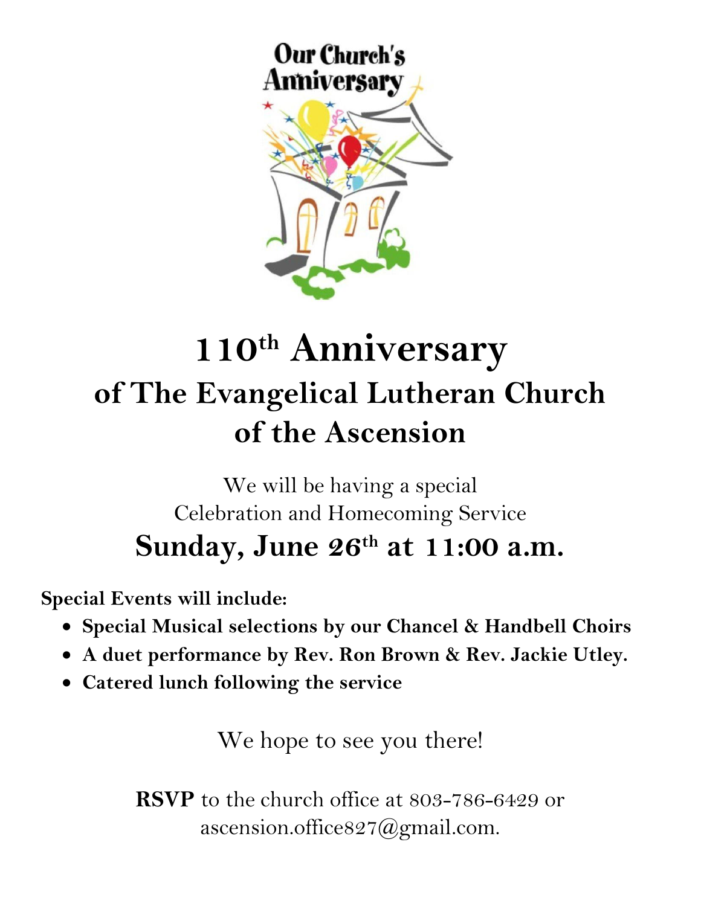Our Church's Anniversary

# 110th Anniversary

## of The Evangelical Lutheran Church of the Ascension

We will be having a special Celebration and Homecoming Service

## Sunday, June 26th at 11:00 a.m.

**Special Events will include:**

- **Special Musical selections by our Chancel & Handbell Choirs**
- **A duet performance by Rev. Ron Brown & Rev. Jackie Utley.**
- **Catered lunch following the service**

We hope to see you there!

**RSVP** to the church office at 803-786-6429 or ascension.office827@gmail.com.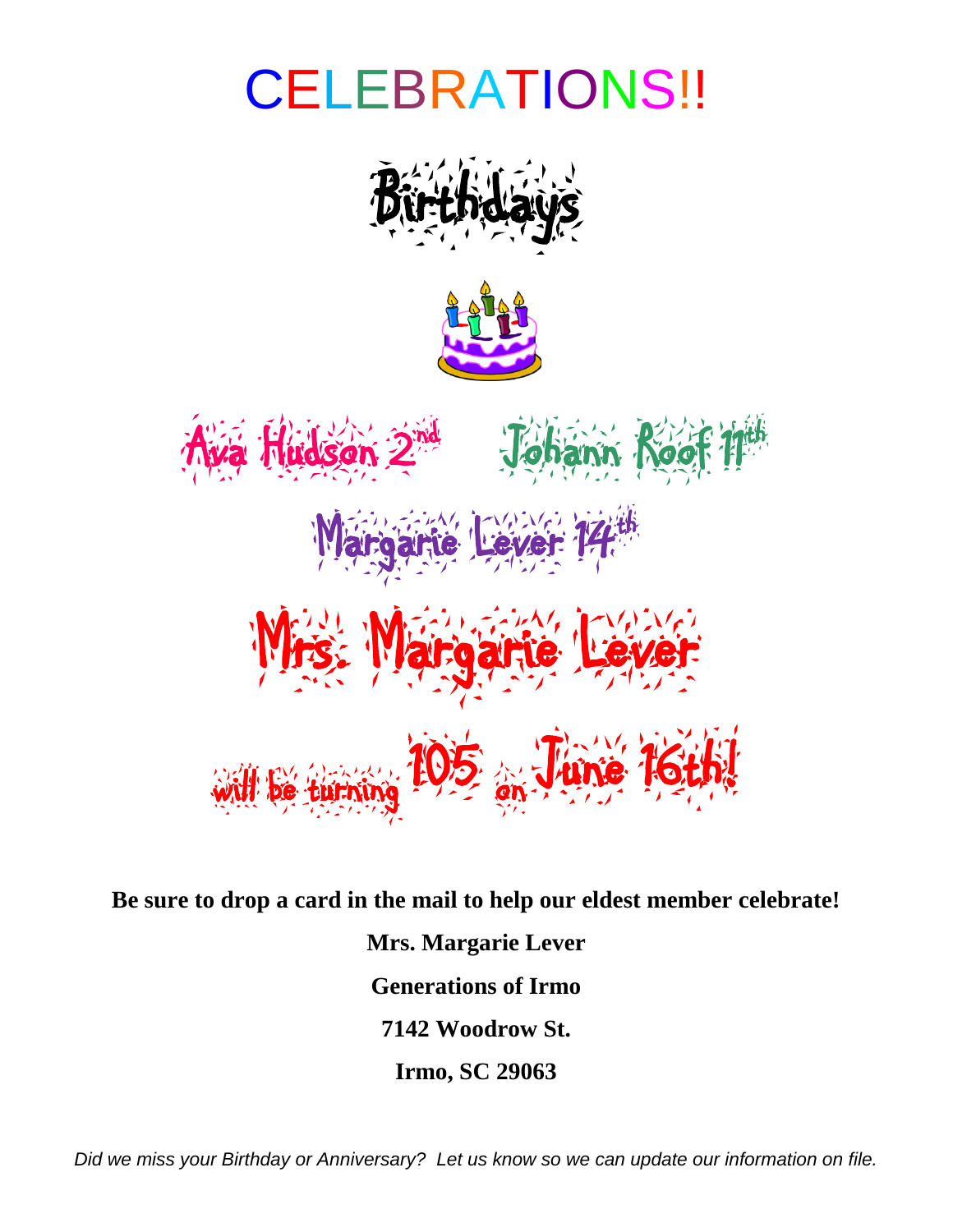# CELEBRATIONS!!

## Birthdays

Ava Hudson 2nd    Johann Roof 11th

Margarie Lever 14th

## Mrs. Margarie Lever

will be turning 105 on June 16th!

**Be sure to drop a card in the mail to help our eldest member celebrate!**

**Mrs. Margarie Lever**

**Generations of Irmo**

**7142 Woodrow St.**

**Irmo, SC 29063**

*Did we miss your Birthday or Anniversary? Let us know so we can update our information on file.*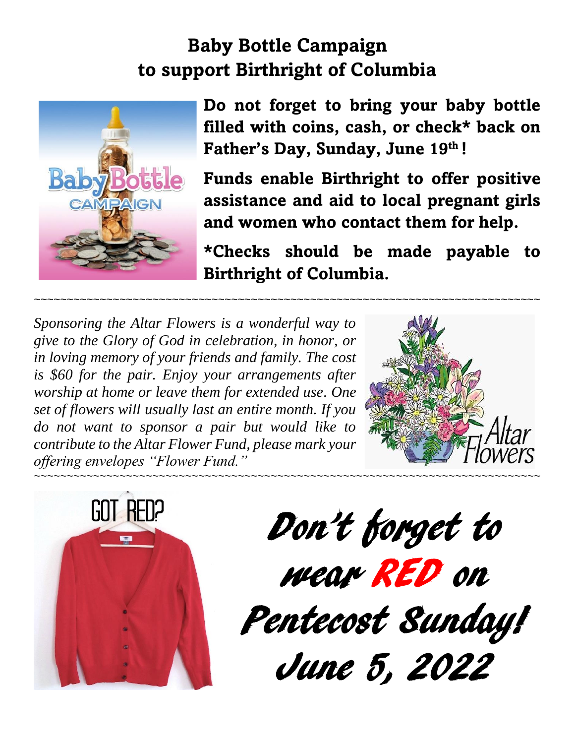## Baby Bottle Campaign
## to support Birthright of Columbia

**Do not forget to bring your baby bottle filled with coins, cash, or check* back on Father's Day, Sunday, June 19th!**

**Funds enable Birthright to offer positive assistance and aid to local pregnant girls and women who contact them for help.**

***Checks should be made payable to Birthright of Columbia.**

~~~~~~~~~~~~~~~~~~~~~~~~~~~~~~~~~~~~~~~~~~~~~~~~~~~~~~~~~~~~~~~~~~~~~~~~~~~~~~~~

*Sponsoring the Altar Flowers is a wonderful way to give to the Glory of God in celebration, in honor, or in loving memory of your friends and family. The cost is $60 for the pair. Enjoy your arrangements after worship at home or leave them for extended use. One set of flowers will usually last an entire month. If you do not want to sponsor a pair but would like to contribute to the Altar Flower Fund, please mark your offering envelopes "Flower Fund."*

~~~~~~~~~~~~~~~~~~~~~~~~~~~~~~~~~~~~~~~~~~~~~~~~~~~~~~~~~~~~~~~~~~~~~~~~~~~~~~~~

GOT RED?

**Don't forget to wear RED on Pentecost Sunday! June 5, 2022**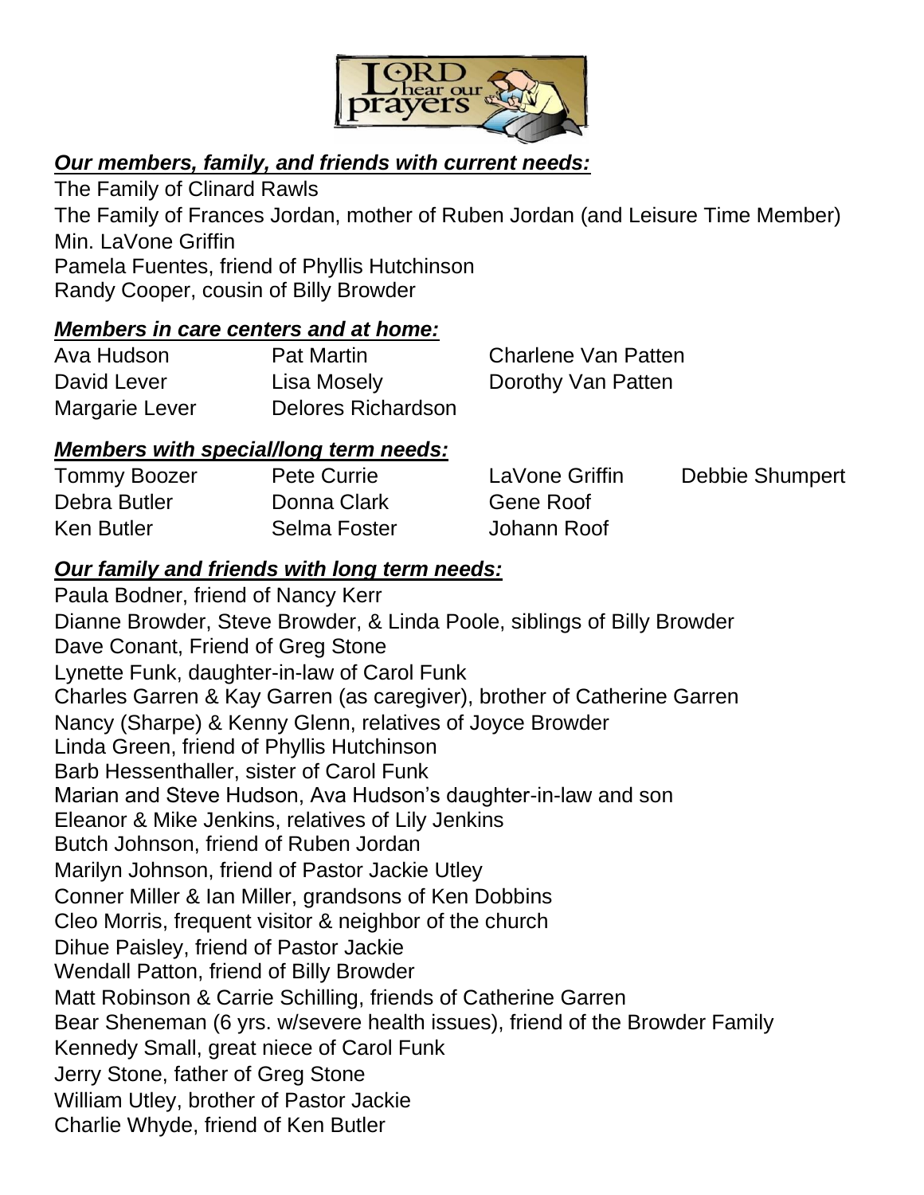## ***Our members, family, and friends with current needs:***

The Family of Clinard Rawls
The Family of Frances Jordan, mother of Ruben Jordan (and Leisure Time Member)
Min. LaVone Griffin
Pamela Fuentes, friend of Phyllis Hutchinson
Randy Cooper, cousin of Billy Browder

## ***Members in care centers and at home:***

| | | |
|---|---|---|
| Ava Hudson | Pat Martin | Charlene Van Patten |
| David Lever | Lisa Mosely | Dorothy Van Patten |
| Margarie Lever | Delores Richardson | |

## ***Members with special/long term needs:***

| | | | |
|---|---|---|---|
| Tommy Boozer | Pete Currie | LaVone Griffin | Debbie Shumpert |
| Debra Butler | Donna Clark | Gene Roof | |
| Ken Butler | Selma Foster | Johann Roof | |

## ***Our family and friends with long term needs:***

Paula Bodner, friend of Nancy Kerr
Dianne Browder, Steve Browder, & Linda Poole, siblings of Billy Browder
Dave Conant, Friend of Greg Stone
Lynette Funk, daughter-in-law of Carol Funk
Charles Garren & Kay Garren (as caregiver), brother of Catherine Garren
Nancy (Sharpe) & Kenny Glenn, relatives of Joyce Browder
Linda Green, friend of Phyllis Hutchinson
Barb Hessenthaller, sister of Carol Funk
Marian and Steve Hudson, Ava Hudson's daughter-in-law and son
Eleanor & Mike Jenkins, relatives of Lily Jenkins
Butch Johnson, friend of Ruben Jordan
Marilyn Johnson, friend of Pastor Jackie Utley
Conner Miller & Ian Miller, grandsons of Ken Dobbins
Cleo Morris, frequent visitor & neighbor of the church
Dihue Paisley, friend of Pastor Jackie
Wendall Patton, friend of Billy Browder
Matt Robinson & Carrie Schilling, friends of Catherine Garren
Bear Sheneman (6 yrs. w/severe health issues), friend of the Browder Family
Kennedy Small, great niece of Carol Funk
Jerry Stone, father of Greg Stone
William Utley, brother of Pastor Jackie
Charlie Whyde, friend of Ken Butler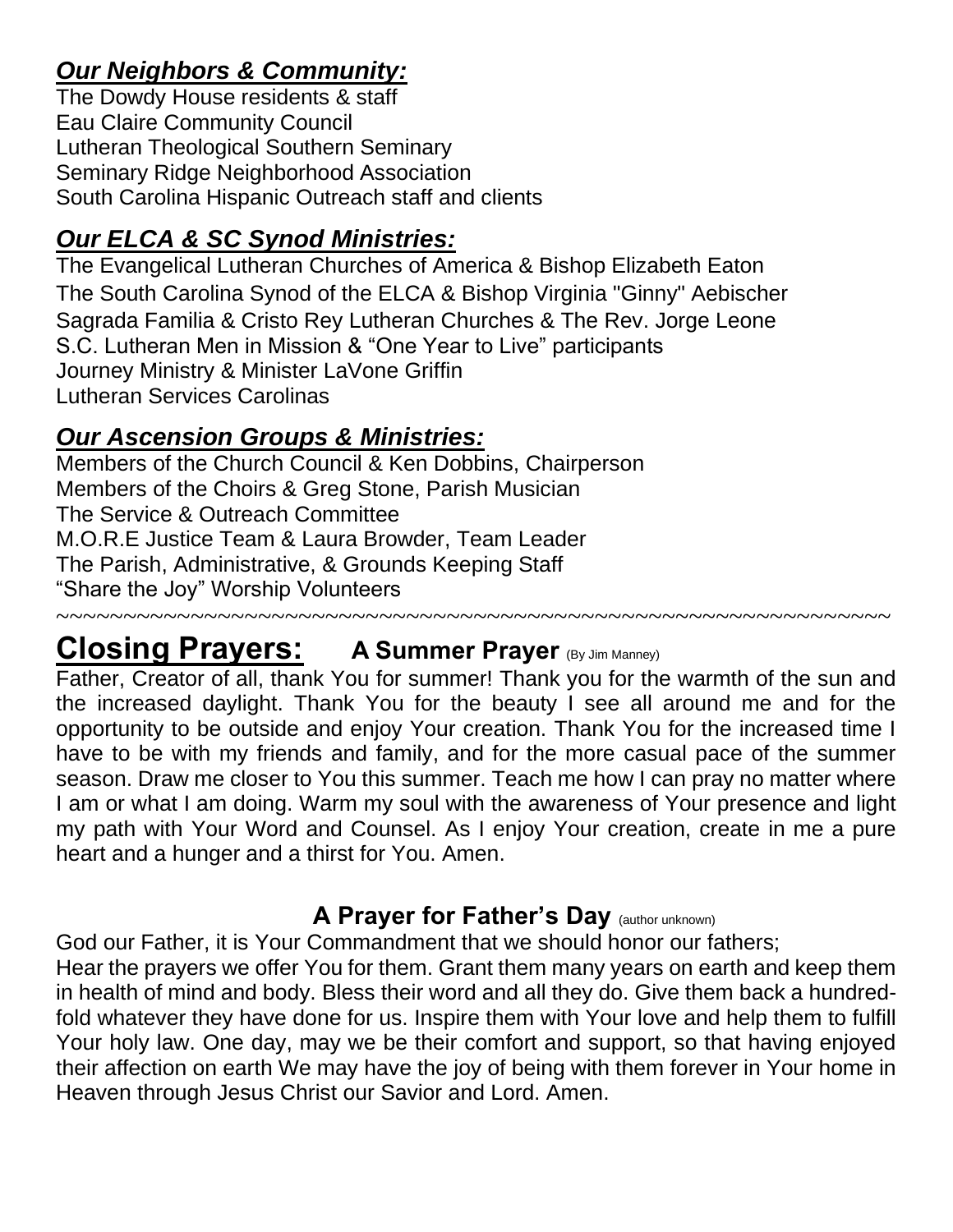## ***Our Neighbors & Community:***

The Dowdy House residents & staff
Eau Claire Community Council
Lutheran Theological Southern Seminary
Seminary Ridge Neighborhood Association
South Carolina Hispanic Outreach staff and clients

## ***Our ELCA & SC Synod Ministries:***

The Evangelical Lutheran Churches of America & Bishop Elizabeth Eaton
The South Carolina Synod of the ELCA & Bishop Virginia "Ginny" Aebischer
Sagrada Familia & Cristo Rey Lutheran Churches & The Rev. Jorge Leone
S.C. Lutheran Men in Mission & "One Year to Live" participants
Journey Ministry & Minister LaVone Griffin
Lutheran Services Carolinas

## ***Our Ascension Groups & Ministries:***

Members of the Church Council & Ken Dobbins, Chairperson
Members of the Choirs & Greg Stone, Parish Musician
The Service & Outreach Committee
M.O.R.E Justice Team & Laura Browder, Team Leader
The Parish, Administrative, & Grounds Keeping Staff
"Share the Joy" Worship Volunteers

~~~~~~~~~~~~~~~~~~~~~~~~~~~~~~~~~~~~~~~~~~~~~~~~~~~~~~~~~~~~~~~~

# Closing Prayers: A Summer Prayer (By Jim Manney)

Father, Creator of all, thank You for summer! Thank you for the warmth of the sun and the increased daylight. Thank You for the beauty I see all around me and for the opportunity to be outside and enjoy Your creation. Thank You for the increased time I have to be with my friends and family, and for the more casual pace of the summer season. Draw me closer to You this summer. Teach me how I can pray no matter where I am or what I am doing. Warm my soul with the awareness of Your presence and light my path with Your Word and Counsel. As I enjoy Your creation, create in me a pure heart and a hunger and a thirst for You. Amen.

### A Prayer for Father's Day (author unknown)

God our Father, it is Your Commandment that we should honor our fathers;
Hear the prayers we offer You for them. Grant them many years on earth and keep them in health of mind and body. Bless their word and all they do. Give them back a hundred-fold whatever they have done for us. Inspire them with Your love and help them to fulfill Your holy law. One day, may we be their comfort and support, so that having enjoyed their affection on earth We may have the joy of being with them forever in Your home in Heaven through Jesus Christ our Savior and Lord. Amen.